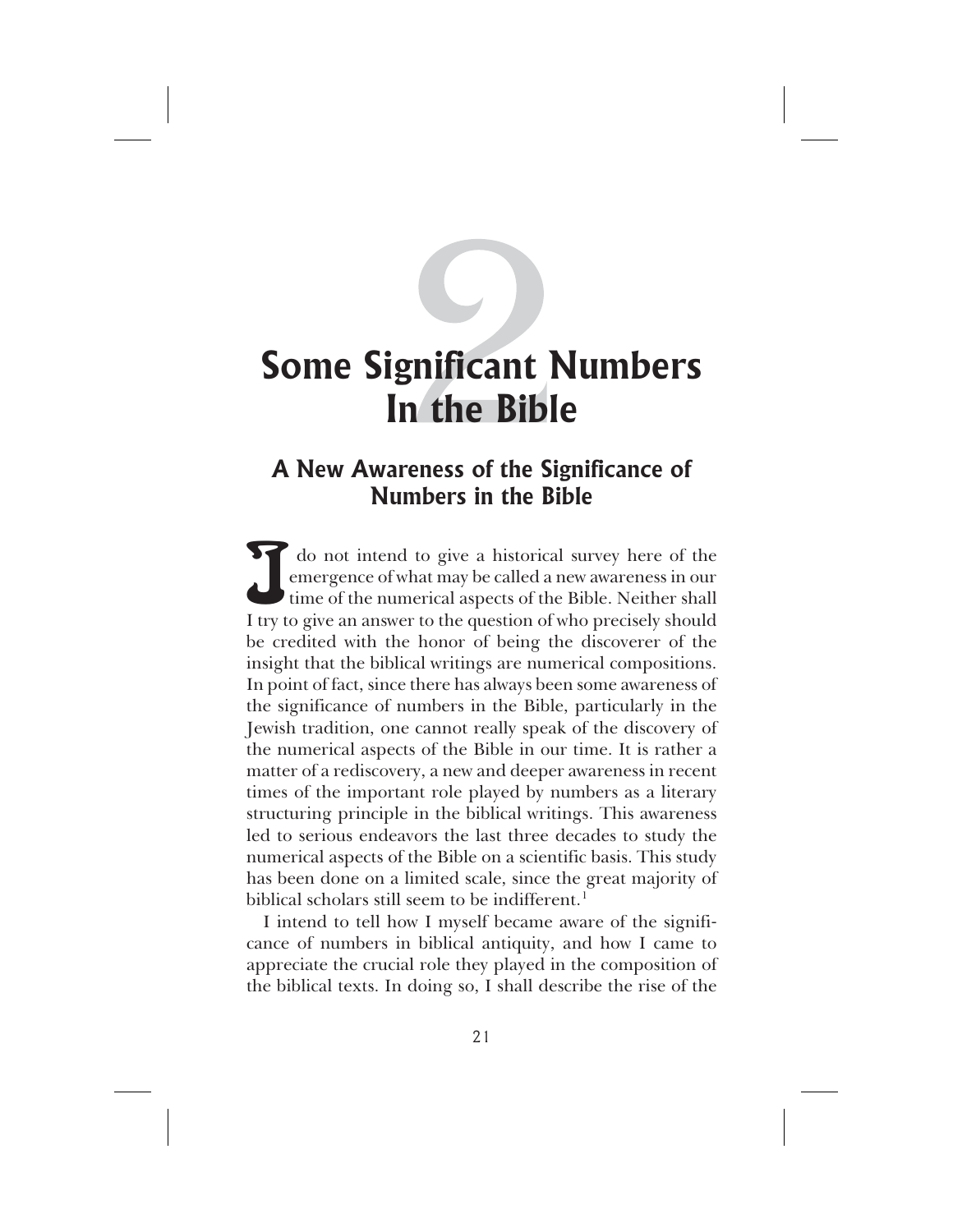# 2 Some Significant Numbers In the Bible

## A New Awareness of the Significance of Numbers in the Bible

I do not intend to give a historical survey here of the emergence of what may be called a new awareness in our time of the numerical aspects of the Bible. Neither shall I try to give an answer to the question of who precisely should be credited with the honor of being the discoverer of the insight that the biblical writings are numerical compositions. In point of fact, since there has always been some awareness of the significance of numbers in the Bible, particularly in the Jewish tradition, one cannot really speak of the discovery of the numerical aspects of the Bible in our time. It is rather a matter of a rediscovery, a new and deeper awareness in recent times of the important role played by numbers as a literary structuring principle in the biblical writings. This awareness led to serious endeavors the last three decades to study the numerical aspects of the Bible on a scientific basis. This study has been done on a limited scale, since the great majority of biblical scholars still seem to be indifferent.[1]

I intend to tell how I myself became aware of the significance of numbers in biblical antiquity, and how I came to appreciate the crucial role they played in the composition of the biblical texts. In doing so, I shall describe the rise of the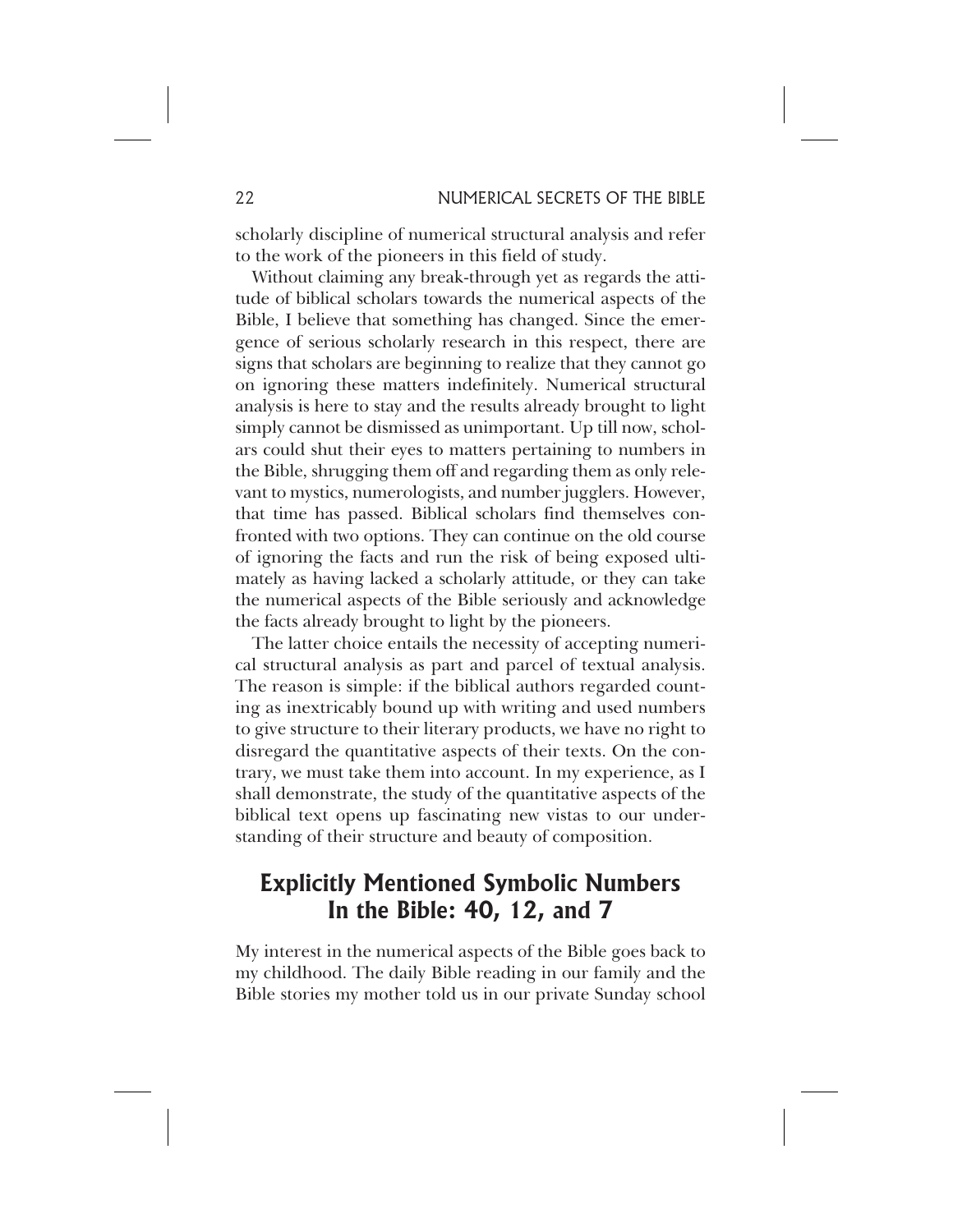scholarly discipline of numerical structural analysis and refer to the work of the pioneers in this field of study.

Without claiming any break-through yet as regards the attitude of biblical scholars towards the numerical aspects of the Bible, I believe that something has changed. Since the emergence of serious scholarly research in this respect, there are signs that scholars are beginning to realize that they cannot go on ignoring these matters indefinitely. Numerical structural analysis is here to stay and the results already brought to light simply cannot be dismissed as unimportant. Up till now, scholars could shut their eyes to matters pertaining to numbers in the Bible, shrugging them off and regarding them as only relevant to mystics, numerologists, and number jugglers. However, that time has passed. Biblical scholars find themselves confronted with two options. They can continue on the old course of ignoring the facts and run the risk of being exposed ultimately as having lacked a scholarly attitude, or they can take the numerical aspects of the Bible seriously and acknowledge the facts already brought to light by the pioneers.

The latter choice entails the necessity of accepting numerical structural analysis as part and parcel of textual analysis. The reason is simple: if the biblical authors regarded counting as inextricably bound up with writing and used numbers to give structure to their literary products, we have no right to disregard the quantitative aspects of their texts. On the contrary, we must take them into account. In my experience, as I shall demonstrate, the study of the quantitative aspects of the biblical text opens up fascinating new vistas to our understanding of their structure and beauty of composition.

## Explicitly Mentioned Symbolic Numbers In the Bible: 40, 12, and 7

My interest in the numerical aspects of the Bible goes back to my childhood. The daily Bible reading in our family and the Bible stories my mother told us in our private Sunday school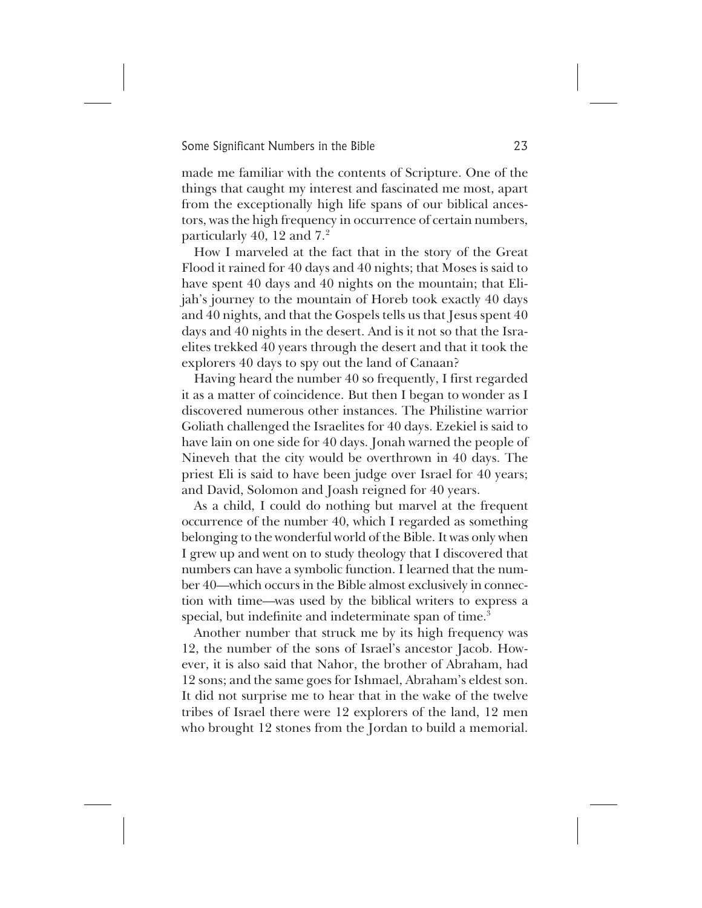made me familiar with the contents of Scripture. One of the things that caught my interest and fascinated me most, apart from the exceptionally high life spans of our biblical ancestors, was the high frequency in occurrence of certain numbers, particularly 40, 12 and 7.[2]

How I marveled at the fact that in the story of the Great Flood it rained for 40 days and 40 nights; that Moses is said to have spent 40 days and 40 nights on the mountain; that Elijah's journey to the mountain of Horeb took exactly 40 days and 40 nights, and that the Gospels tells us that Jesus spent 40 days and 40 nights in the desert. And is it not so that the Israelites trekked 40 years through the desert and that it took the explorers 40 days to spy out the land of Canaan?

Having heard the number 40 so frequently, I first regarded it as a matter of coincidence. But then I began to wonder as I discovered numerous other instances. The Philistine warrior Goliath challenged the Israelites for 40 days. Ezekiel is said to have lain on one side for 40 days. Jonah warned the people of Nineveh that the city would be overthrown in 40 days. The priest Eli is said to have been judge over Israel for 40 years; and David, Solomon and Joash reigned for 40 years.

As a child, I could do nothing but marvel at the frequent occurrence of the number 40, which I regarded as something belonging to the wonderful world of the Bible. It was only when I grew up and went on to study theology that I discovered that numbers can have a symbolic function. I learned that the number 40—which occurs in the Bible almost exclusively in connection with time—was used by the biblical writers to express a special, but indefinite and indeterminate span of time.[3]

Another number that struck me by its high frequency was 12, the number of the sons of Israel's ancestor Jacob. However, it is also said that Nahor, the brother of Abraham, had 12 sons; and the same goes for Ishmael, Abraham's eldest son. It did not surprise me to hear that in the wake of the twelve tribes of Israel there were 12 explorers of the land, 12 men who brought 12 stones from the Jordan to build a memorial.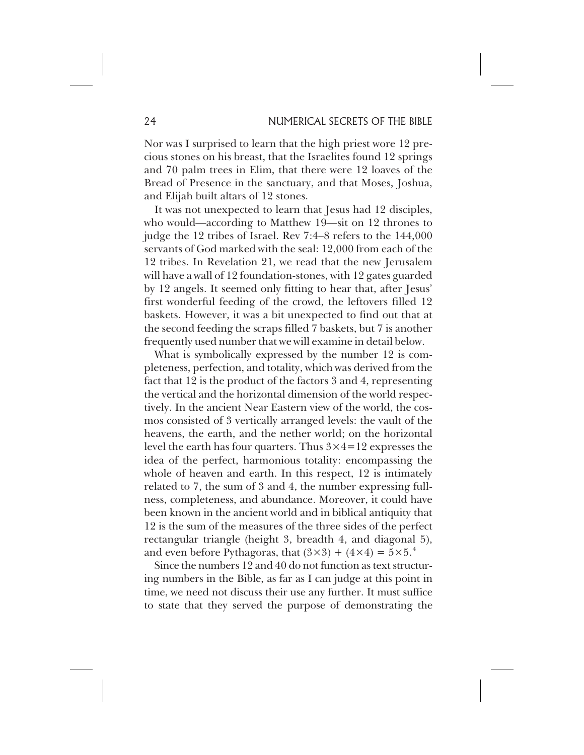Nor was I surprised to learn that the high priest wore 12 precious stones on his breast, that the Israelites found 12 springs and 70 palm trees in Elim, that there were 12 loaves of the Bread of Presence in the sanctuary, and that Moses, Joshua, and Elijah built altars of 12 stones.

It was not unexpected to learn that Jesus had 12 disciples, who would—according to Matthew 19—sit on 12 thrones to judge the 12 tribes of Israel. Rev 7:4–8 refers to the 144,000 servants of God marked with the seal: 12,000 from each of the 12 tribes. In Revelation 21, we read that the new Jerusalem will have a wall of 12 foundation-stones, with 12 gates guarded by 12 angels. It seemed only fitting to hear that, after Jesus' first wonderful feeding of the crowd, the leftovers filled 12 baskets. However, it was a bit unexpected to find out that at the second feeding the scraps filled 7 baskets, but 7 is another frequently used number that we will examine in detail below.

What is symbolically expressed by the number 12 is completeness, perfection, and totality, which was derived from the fact that 12 is the product of the factors 3 and 4, representing the vertical and the horizontal dimension of the world respectively. In the ancient Near Eastern view of the world, the cosmos consisted of 3 vertically arranged levels: the vault of the heavens, the earth, and the nether world; on the horizontal level the earth has four quarters. Thus $3 \times 4 = 12$ expresses the idea of the perfect, harmonious totality: encompassing the whole of heaven and earth. In this respect, 12 is intimately related to 7, the sum of 3 and 4, the number expressing fullness, completeness, and abundance. Moreover, it could have been known in the ancient world and in biblical antiquity that 12 is the sum of the measures of the three sides of the perfect rectangular triangle (height 3, breadth 4, and diagonal 5), and even before Pythagoras, that $(3 \times 3) + (4 \times 4) = 5 \times 5$.[4]

Since the numbers 12 and 40 do not function as text structuring numbers in the Bible, as far as I can judge at this point in time, we need not discuss their use any further. It must suffice to state that they served the purpose of demonstrating the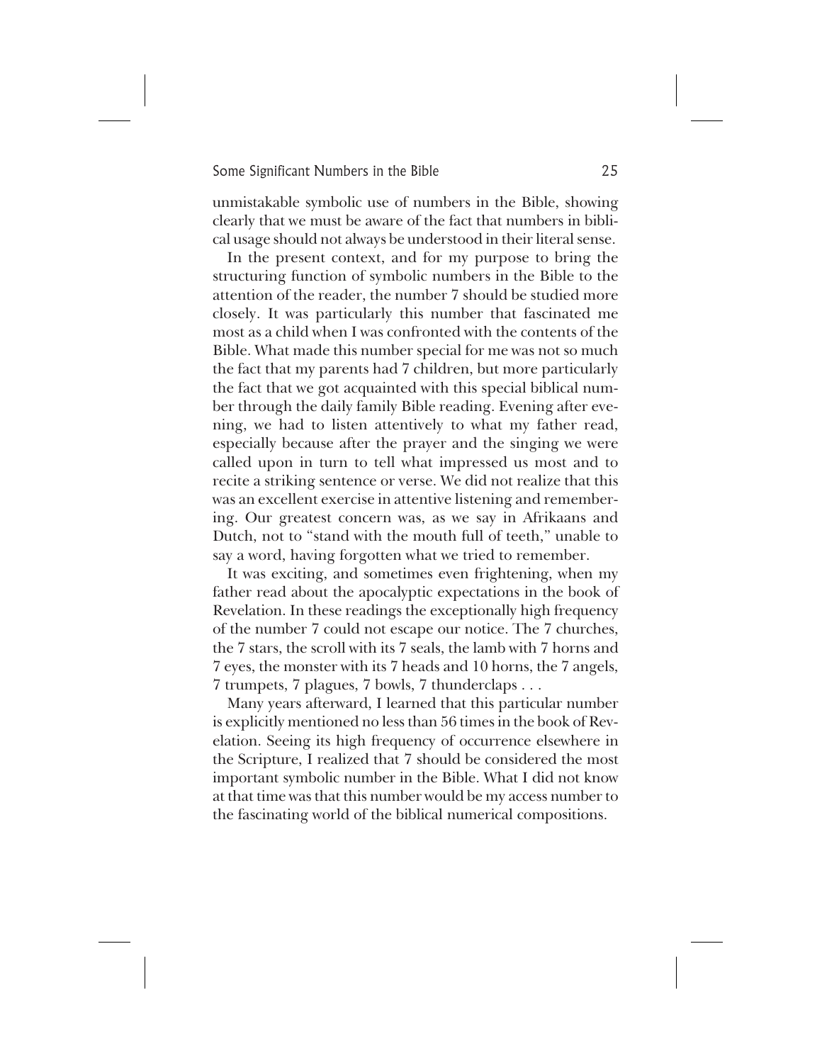unmistakable symbolic use of numbers in the Bible, showing clearly that we must be aware of the fact that numbers in biblical usage should not always be understood in their literal sense.

In the present context, and for my purpose to bring the structuring function of symbolic numbers in the Bible to the attention of the reader, the number 7 should be studied more closely. It was particularly this number that fascinated me most as a child when I was confronted with the contents of the Bible. What made this number special for me was not so much the fact that my parents had 7 children, but more particularly the fact that we got acquainted with this special biblical number through the daily family Bible reading. Evening after evening, we had to listen attentively to what my father read, especially because after the prayer and the singing we were called upon in turn to tell what impressed us most and to recite a striking sentence or verse. We did not realize that this was an excellent exercise in attentive listening and remembering. Our greatest concern was, as we say in Afrikaans and Dutch, not to "stand with the mouth full of teeth," unable to say a word, having forgotten what we tried to remember.

It was exciting, and sometimes even frightening, when my father read about the apocalyptic expectations in the book of Revelation. In these readings the exceptionally high frequency of the number 7 could not escape our notice. The 7 churches, the 7 stars, the scroll with its 7 seals, the lamb with 7 horns and 7 eyes, the monster with its 7 heads and 10 horns, the 7 angels, 7 trumpets, 7 plagues, 7 bowls, 7 thunderclaps . . .

Many years afterward, I learned that this particular number is explicitly mentioned no less than 56 times in the book of Revelation. Seeing its high frequency of occurrence elsewhere in the Scripture, I realized that 7 should be considered the most important symbolic number in the Bible. What I did not know at that time was that this number would be my access number to the fascinating world of the biblical numerical compositions.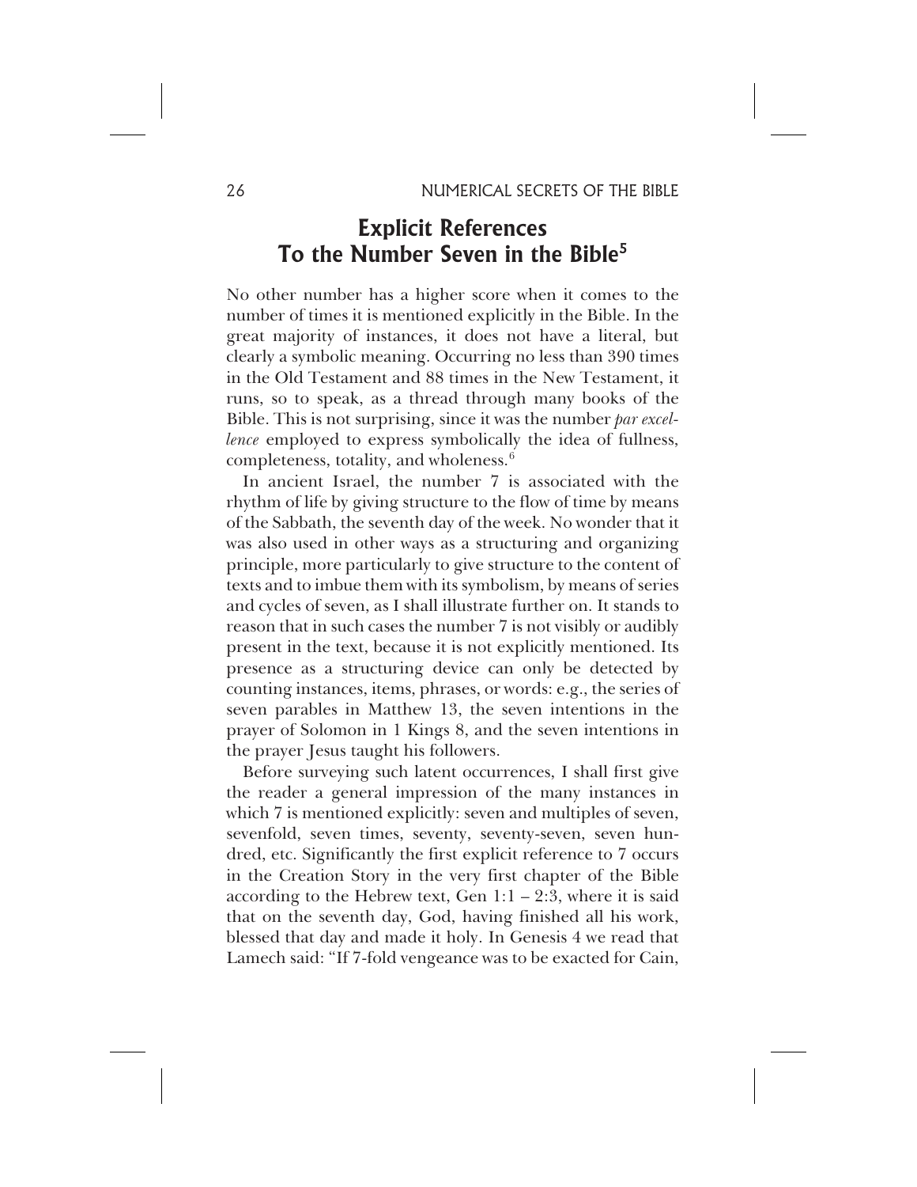## Explicit References To the Number Seven in the Bible[5]

No other number has a higher score when it comes to the number of times it is mentioned explicitly in the Bible. In the great majority of instances, it does not have a literal, but clearly a symbolic meaning. Occurring no less than 390 times in the Old Testament and 88 times in the New Testament, it runs, so to speak, as a thread through many books of the Bible. This is not surprising, since it was the number *par excellence* employed to express symbolically the idea of fullness, completeness, totality, and wholeness.[6]

In ancient Israel, the number 7 is associated with the rhythm of life by giving structure to the flow of time by means of the Sabbath, the seventh day of the week. No wonder that it was also used in other ways as a structuring and organizing principle, more particularly to give structure to the content of texts and to imbue them with its symbolism, by means of series and cycles of seven, as I shall illustrate further on. It stands to reason that in such cases the number 7 is not visibly or audibly present in the text, because it is not explicitly mentioned. Its presence as a structuring device can only be detected by counting instances, items, phrases, or words: e.g., the series of seven parables in Matthew 13, the seven intentions in the prayer of Solomon in 1 Kings 8, and the seven intentions in the prayer Jesus taught his followers.

Before surveying such latent occurrences, I shall first give the reader a general impression of the many instances in which 7 is mentioned explicitly: seven and multiples of seven, sevenfold, seven times, seventy, seventy-seven, seven hundred, etc. Significantly the first explicit reference to 7 occurs in the Creation Story in the very first chapter of the Bible according to the Hebrew text, Gen 1:1 – 2:3, where it is said that on the seventh day, God, having finished all his work, blessed that day and made it holy. In Genesis 4 we read that Lamech said: "If 7-fold vengeance was to be exacted for Cain,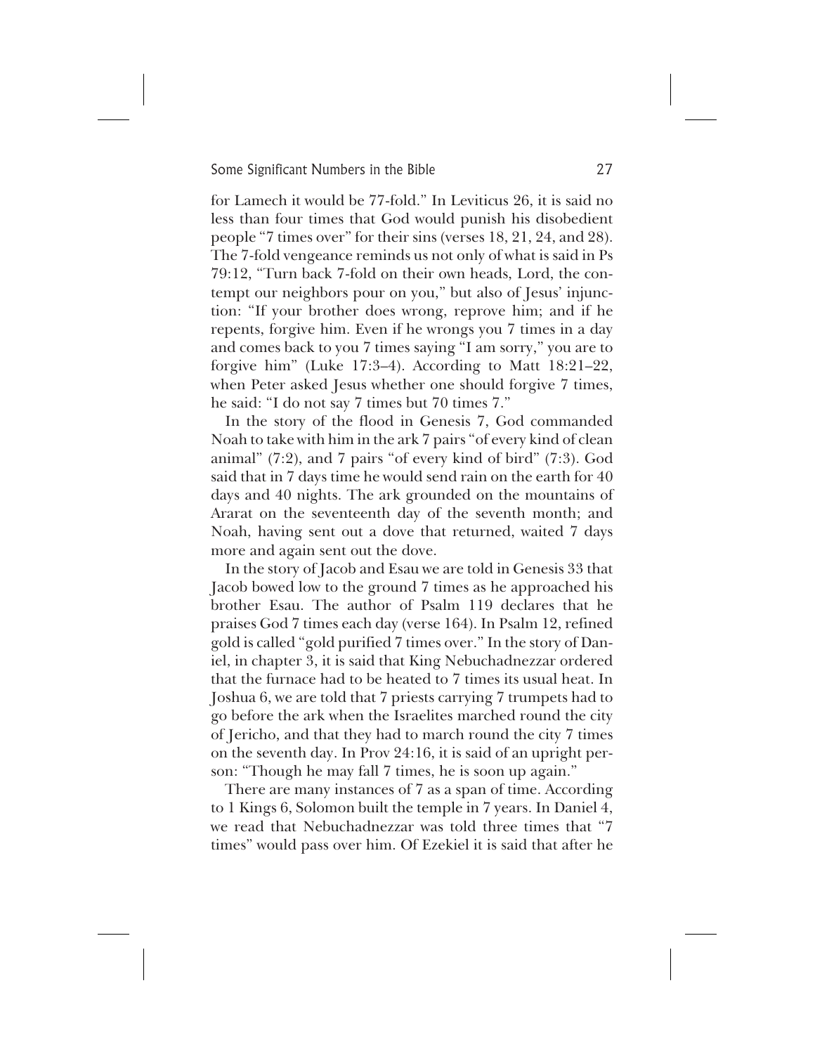for Lamech it would be 77-fold." In Leviticus 26, it is said no less than four times that God would punish his disobedient people "7 times over" for their sins (verses 18, 21, 24, and 28). The 7-fold vengeance reminds us not only of what is said in Ps 79:12, "Turn back 7-fold on their own heads, Lord, the contempt our neighbors pour on you," but also of Jesus' injunction: "If your brother does wrong, reprove him; and if he repents, forgive him. Even if he wrongs you 7 times in a day and comes back to you 7 times saying "I am sorry," you are to forgive him" (Luke 17:3–4). According to Matt 18:21–22, when Peter asked Jesus whether one should forgive 7 times, he said: "I do not say 7 times but 70 times 7."

In the story of the flood in Genesis 7, God commanded Noah to take with him in the ark 7 pairs "of every kind of clean animal" (7:2), and 7 pairs "of every kind of bird" (7:3). God said that in 7 days time he would send rain on the earth for 40 days and 40 nights. The ark grounded on the mountains of Ararat on the seventeenth day of the seventh month; and Noah, having sent out a dove that returned, waited 7 days more and again sent out the dove.

In the story of Jacob and Esau we are told in Genesis 33 that Jacob bowed low to the ground 7 times as he approached his brother Esau. The author of Psalm 119 declares that he praises God 7 times each day (verse 164). In Psalm 12, refined gold is called "gold purified 7 times over." In the story of Daniel, in chapter 3, it is said that King Nebuchadnezzar ordered that the furnace had to be heated to 7 times its usual heat. In Joshua 6, we are told that 7 priests carrying 7 trumpets had to go before the ark when the Israelites marched round the city of Jericho, and that they had to march round the city 7 times on the seventh day. In Prov 24:16, it is said of an upright person: "Though he may fall 7 times, he is soon up again."

There are many instances of 7 as a span of time. According to 1 Kings 6, Solomon built the temple in 7 years. In Daniel 4, we read that Nebuchadnezzar was told three times that "7 times" would pass over him. Of Ezekiel it is said that after he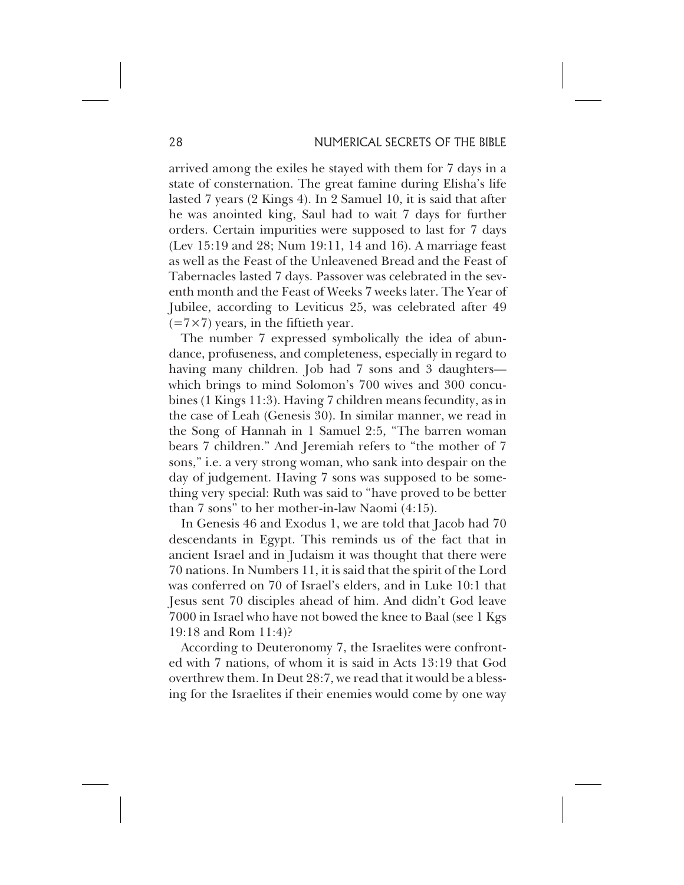arrived among the exiles he stayed with them for 7 days in a state of consternation. The great famine during Elisha's life lasted 7 years (2 Kings 4). In 2 Samuel 10, it is said that after he was anointed king, Saul had to wait 7 days for further orders. Certain impurities were supposed to last for 7 days (Lev 15:19 and 28; Num 19:11, 14 and 16). A marriage feast as well as the Feast of the Unleavened Bread and the Feast of Tabernacles lasted 7 days. Passover was celebrated in the seventh month and the Feast of Weeks 7 weeks later. The Year of Jubilee, according to Leviticus 25, was celebrated after 49 (=7×7) years, in the fiftieth year.

The number 7 expressed symbolically the idea of abundance, profuseness, and completeness, especially in regard to having many children. Job had 7 sons and 3 daughters—which brings to mind Solomon's 700 wives and 300 concubines (1 Kings 11:3). Having 7 children means fecundity, as in the case of Leah (Genesis 30). In similar manner, we read in the Song of Hannah in 1 Samuel 2:5, "The barren woman bears 7 children." And Jeremiah refers to "the mother of 7 sons," i.e. a very strong woman, who sank into despair on the day of judgement. Having 7 sons was supposed to be something very special: Ruth was said to "have proved to be better than 7 sons" to her mother-in-law Naomi (4:15).

In Genesis 46 and Exodus 1, we are told that Jacob had 70 descendants in Egypt. This reminds us of the fact that in ancient Israel and in Judaism it was thought that there were 70 nations. In Numbers 11, it is said that the spirit of the Lord was conferred on 70 of Israel's elders, and in Luke 10:1 that Jesus sent 70 disciples ahead of him. And didn't God leave 7000 in Israel who have not bowed the knee to Baal (see 1 Kgs 19:18 and Rom 11:4)?

According to Deuteronomy 7, the Israelites were confronted with 7 nations, of whom it is said in Acts 13:19 that God overthrew them. In Deut 28:7, we read that it would be a blessing for the Israelites if their enemies would come by one way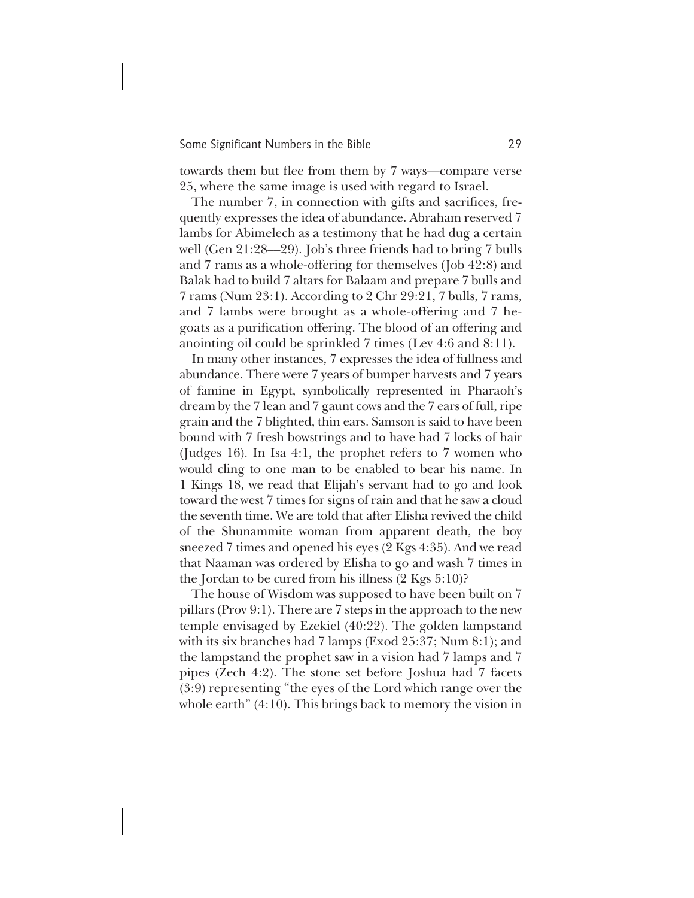towards them but flee from them by 7 ways—compare verse 25, where the same image is used with regard to Israel.

The number 7, in connection with gifts and sacrifices, frequently expresses the idea of abundance. Abraham reserved 7 lambs for Abimelech as a testimony that he had dug a certain well (Gen 21:28—29). Job's three friends had to bring 7 bulls and 7 rams as a whole-offering for themselves (Job 42:8) and Balak had to build 7 altars for Balaam and prepare 7 bulls and 7 rams (Num 23:1). According to 2 Chr 29:21, 7 bulls, 7 rams, and 7 lambs were brought as a whole-offering and 7 he-goats as a purification offering. The blood of an offering and anointing oil could be sprinkled 7 times (Lev 4:6 and 8:11).

In many other instances, 7 expresses the idea of fullness and abundance. There were 7 years of bumper harvests and 7 years of famine in Egypt, symbolically represented in Pharaoh's dream by the 7 lean and 7 gaunt cows and the 7 ears of full, ripe grain and the 7 blighted, thin ears. Samson is said to have been bound with 7 fresh bowstrings and to have had 7 locks of hair (Judges 16). In Isa 4:1, the prophet refers to 7 women who would cling to one man to be enabled to bear his name. In 1 Kings 18, we read that Elijah's servant had to go and look toward the west 7 times for signs of rain and that he saw a cloud the seventh time. We are told that after Elisha revived the child of the Shunammite woman from apparent death, the boy sneezed 7 times and opened his eyes (2 Kgs 4:35). And we read that Naaman was ordered by Elisha to go and wash 7 times in the Jordan to be cured from his illness (2 Kgs 5:10)?

The house of Wisdom was supposed to have been built on 7 pillars (Prov 9:1). There are 7 steps in the approach to the new temple envisaged by Ezekiel (40:22). The golden lampstand with its six branches had 7 lamps (Exod 25:37; Num 8:1); and the lampstand the prophet saw in a vision had 7 lamps and 7 pipes (Zech 4:2). The stone set before Joshua had 7 facets (3:9) representing "the eyes of the Lord which range over the whole earth" (4:10). This brings back to memory the vision in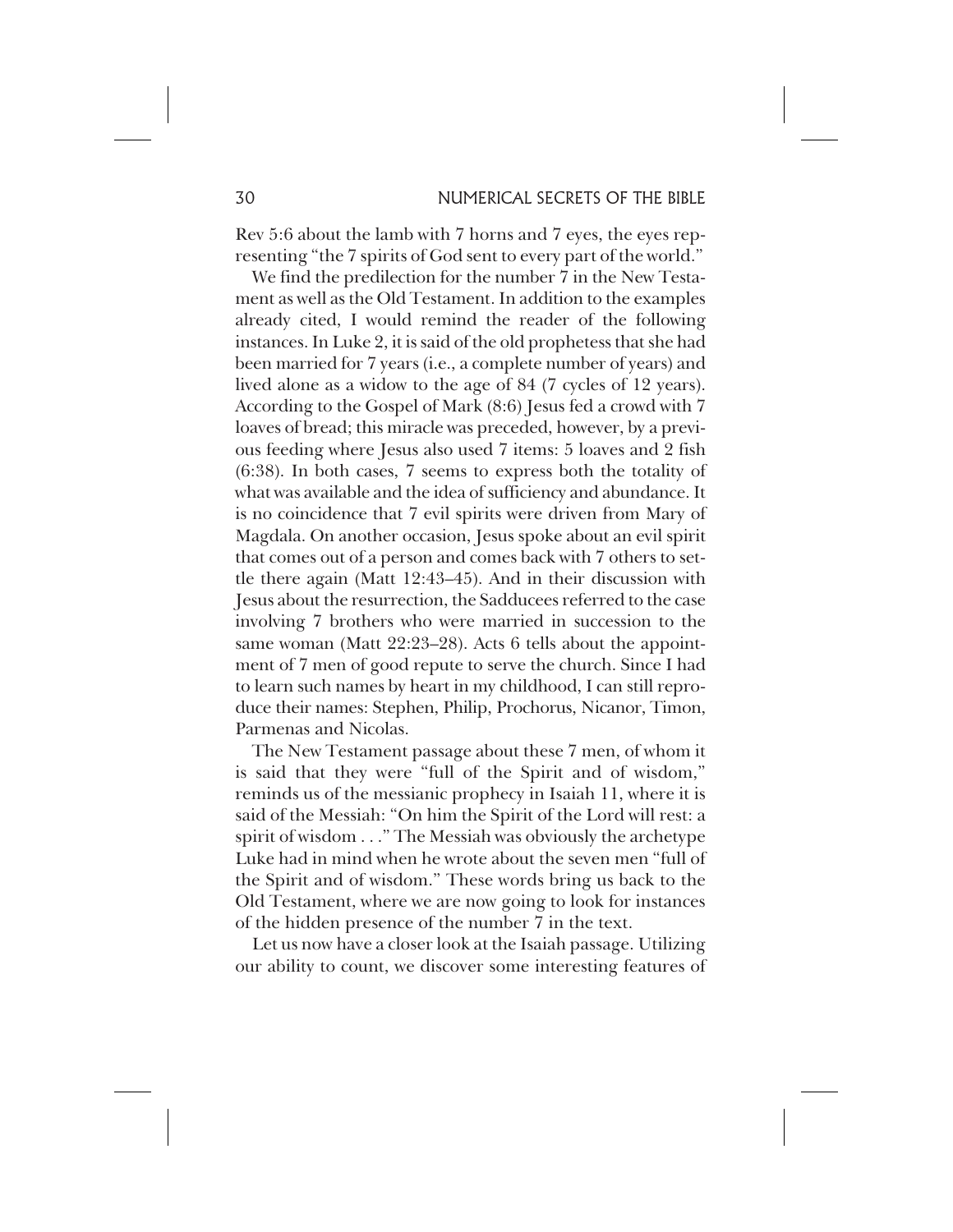Rev 5:6 about the lamb with 7 horns and 7 eyes, the eyes representing "the 7 spirits of God sent to every part of the world."

We find the predilection for the number 7 in the New Testament as well as the Old Testament. In addition to the examples already cited, I would remind the reader of the following instances. In Luke 2, it is said of the old prophetess that she had been married for 7 years (i.e., a complete number of years) and lived alone as a widow to the age of 84 (7 cycles of 12 years). According to the Gospel of Mark (8:6) Jesus fed a crowd with 7 loaves of bread; this miracle was preceded, however, by a previous feeding where Jesus also used 7 items: 5 loaves and 2 fish (6:38). In both cases, 7 seems to express both the totality of what was available and the idea of sufficiency and abundance. It is no coincidence that 7 evil spirits were driven from Mary of Magdala. On another occasion, Jesus spoke about an evil spirit that comes out of a person and comes back with 7 others to settle there again (Matt 12:43–45). And in their discussion with Jesus about the resurrection, the Sadducees referred to the case involving 7 brothers who were married in succession to the same woman (Matt 22:23–28). Acts 6 tells about the appointment of 7 men of good repute to serve the church. Since I had to learn such names by heart in my childhood, I can still reproduce their names: Stephen, Philip, Prochorus, Nicanor, Timon, Parmenas and Nicolas.

The New Testament passage about these 7 men, of whom it is said that they were "full of the Spirit and of wisdom," reminds us of the messianic prophecy in Isaiah 11, where it is said of the Messiah: "On him the Spirit of the Lord will rest: a spirit of wisdom . . ." The Messiah was obviously the archetype Luke had in mind when he wrote about the seven men "full of the Spirit and of wisdom." These words bring us back to the Old Testament, where we are now going to look for instances of the hidden presence of the number 7 in the text.

Let us now have a closer look at the Isaiah passage. Utilizing our ability to count, we discover some interesting features of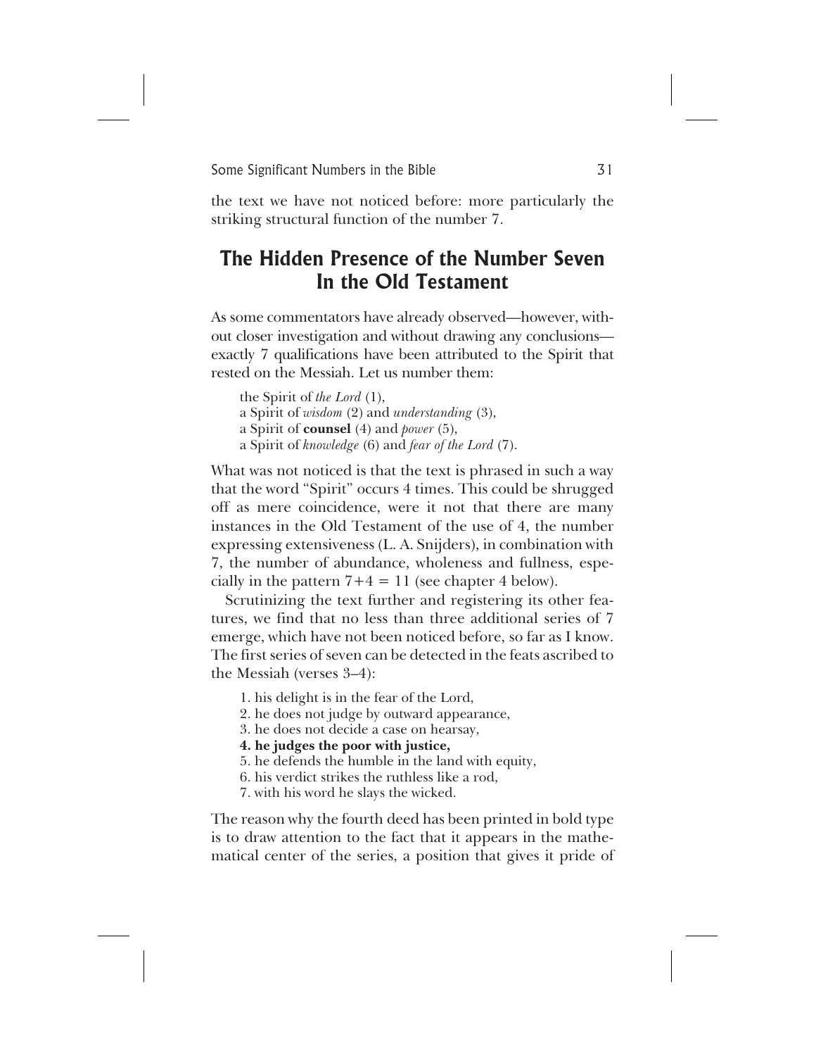the text we have not noticed before: more particularly the striking structural function of the number 7.

## The Hidden Presence of the Number Seven In the Old Testament

As some commentators have already observed—however, without closer investigation and without drawing any conclusions—exactly 7 qualifications have been attributed to the Spirit that rested on the Messiah. Let us number them:

> the Spirit of *the Lord* (1),
> a Spirit of *wisdom* (2) and *understanding* (3),
> a Spirit of **counsel** (4) and *power* (5),
> a Spirit of *knowledge* (6) and *fear of the Lord* (7).

What was not noticed is that the text is phrased in such a way that the word "Spirit" occurs 4 times. This could be shrugged off as mere coincidence, were it not that there are many instances in the Old Testament of the use of 4, the number expressing extensiveness (L. A. Snijders), in combination with 7, the number of abundance, wholeness and fullness, especially in the pattern 7+4 = 11 (see chapter 4 below).

Scrutinizing the text further and registering its other features, we find that no less than three additional series of 7 emerge, which have not been noticed before, so far as I know. The first series of seven can be detected in the feats ascribed to the Messiah (verses 3–4):

1. his delight is in the fear of the Lord,
2. he does not judge by outward appearance,
3. he does not decide a case on hearsay,
4. **he judges the poor with justice,**
5. he defends the humble in the land with equity,
6. his verdict strikes the ruthless like a rod,
7. with his word he slays the wicked.

The reason why the fourth deed has been printed in bold type is to draw attention to the fact that it appears in the mathematical center of the series, a position that gives it pride of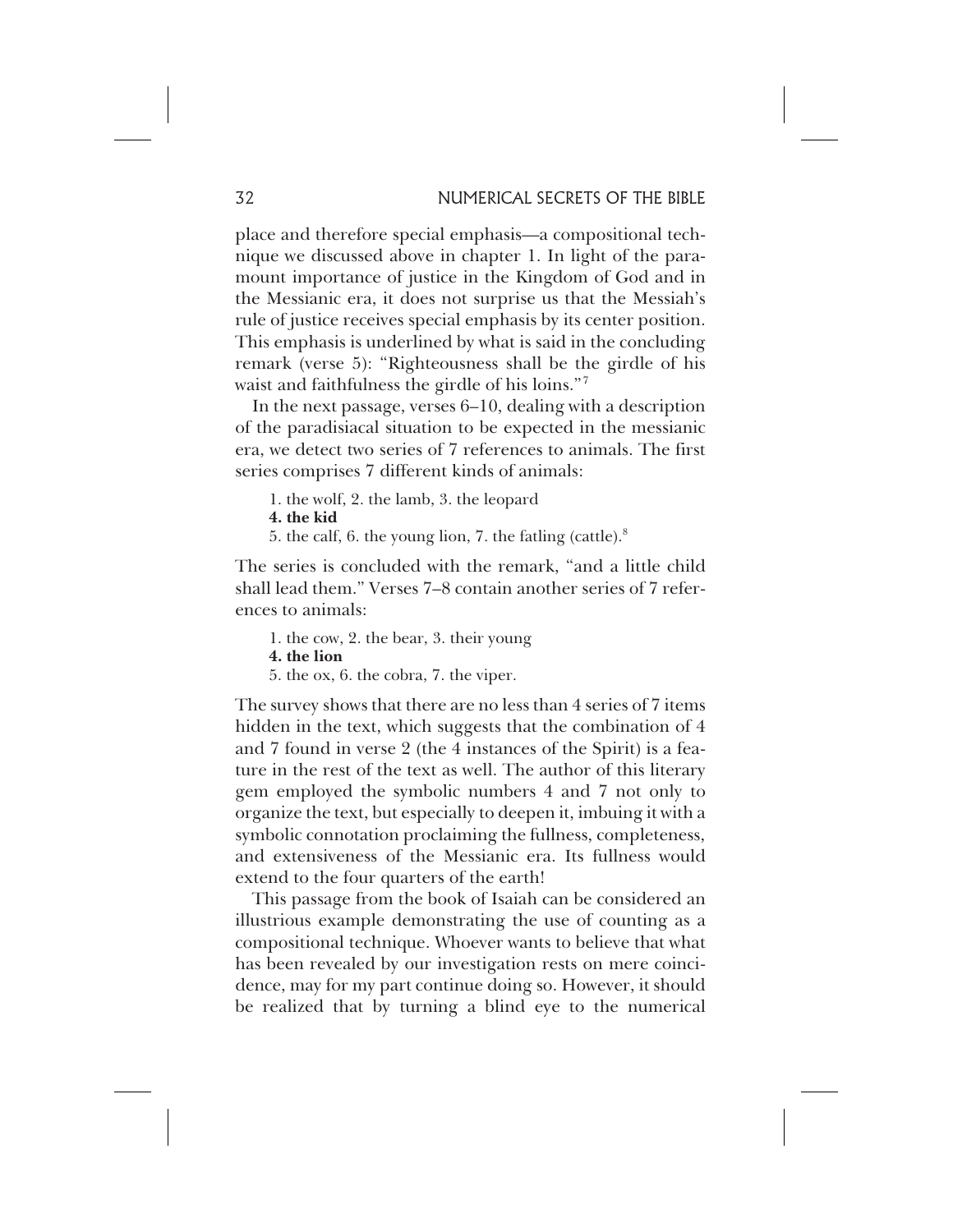place and therefore special emphasis—a compositional technique we discussed above in chapter 1. In light of the paramount importance of justice in the Kingdom of God and in the Messianic era, it does not surprise us that the Messiah's rule of justice receives special emphasis by its center position. This emphasis is underlined by what is said in the concluding remark (verse 5): "Righteousness shall be the girdle of his waist and faithfulness the girdle of his loins."[7]

In the next passage, verses 6–10, dealing with a description of the paradisiacal situation to be expected in the messianic era, we detect two series of 7 references to animals. The first series comprises 7 different kinds of animals:

1. the wolf, 2. the lamb, 3. the leopard  
**4. the kid**  
5. the calf, 6. the young lion, 7. the fatling (cattle).[8]

The series is concluded with the remark, "and a little child shall lead them." Verses 7–8 contain another series of 7 references to animals:

1. the cow, 2. the bear, 3. their young  
**4. the lion**  
5. the ox, 6. the cobra, 7. the viper.

The survey shows that there are no less than 4 series of 7 items hidden in the text, which suggests that the combination of 4 and 7 found in verse 2 (the 4 instances of the Spirit) is a feature in the rest of the text as well. The author of this literary gem employed the symbolic numbers 4 and 7 not only to organize the text, but especially to deepen it, imbuing it with a symbolic connotation proclaiming the fullness, completeness, and extensiveness of the Messianic era. Its fullness would extend to the four quarters of the earth!

This passage from the book of Isaiah can be considered an illustrious example demonstrating the use of counting as a compositional technique. Whoever wants to believe that what has been revealed by our investigation rests on mere coincidence, may for my part continue doing so. However, it should be realized that by turning a blind eye to the numerical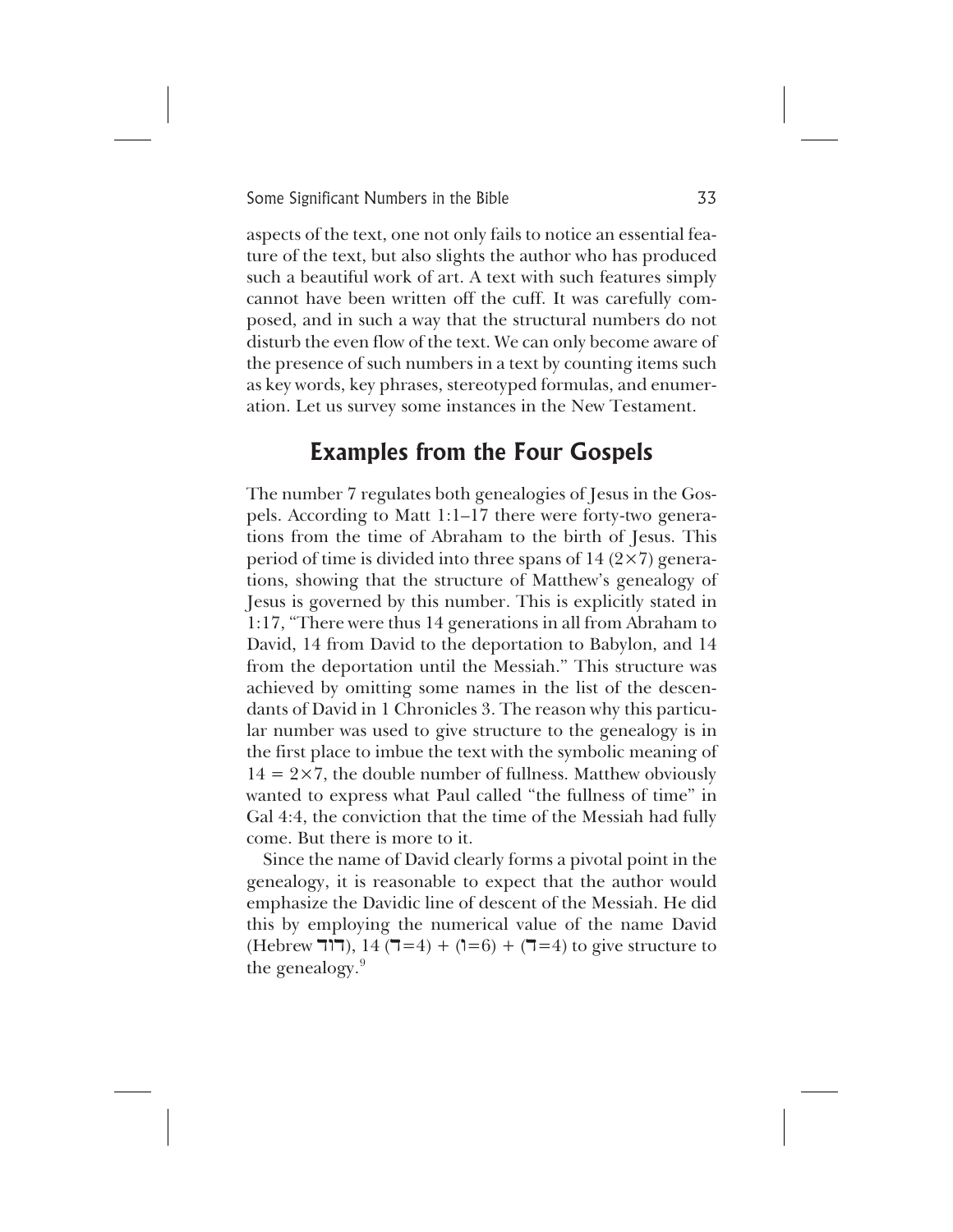aspects of the text, one not only fails to notice an essential feature of the text, but also slights the author who has produced such a beautiful work of art. A text with such features simply cannot have been written off the cuff. It was carefully composed, and in such a way that the structural numbers do not disturb the even flow of the text. We can only become aware of the presence of such numbers in a text by counting items such as key words, key phrases, stereotyped formulas, and enumeration. Let us survey some instances in the New Testament.

## Examples from the Four Gospels

The number 7 regulates both genealogies of Jesus in the Gospels. According to Matt 1:1–17 there were forty-two generations from the time of Abraham to the birth of Jesus. This period of time is divided into three spans of 14 ($2\times7$) generations, showing that the structure of Matthew's genealogy of Jesus is governed by this number. This is explicitly stated in 1:17, "There were thus 14 generations in all from Abraham to David, 14 from David to the deportation to Babylon, and 14 from the deportation until the Messiah." This structure was achieved by omitting some names in the list of the descendants of David in 1 Chronicles 3. The reason why this particular number was used to give structure to the genealogy is in the first place to imbue the text with the symbolic meaning of $14 = 2\times7$, the double number of fullness. Matthew obviously wanted to express what Paul called "the fullness of time" in Gal 4:4, the conviction that the time of the Messiah had fully come. But there is more to it.

Since the name of David clearly forms a pivotal point in the genealogy, it is reasonable to expect that the author would emphasize the Davidic line of descent of the Messiah. He did this by employing the numerical value of the name David (Hebrew דוד), 14 (ד=4) + (ו=6) + (ד=4) to give structure to the genealogy.[9]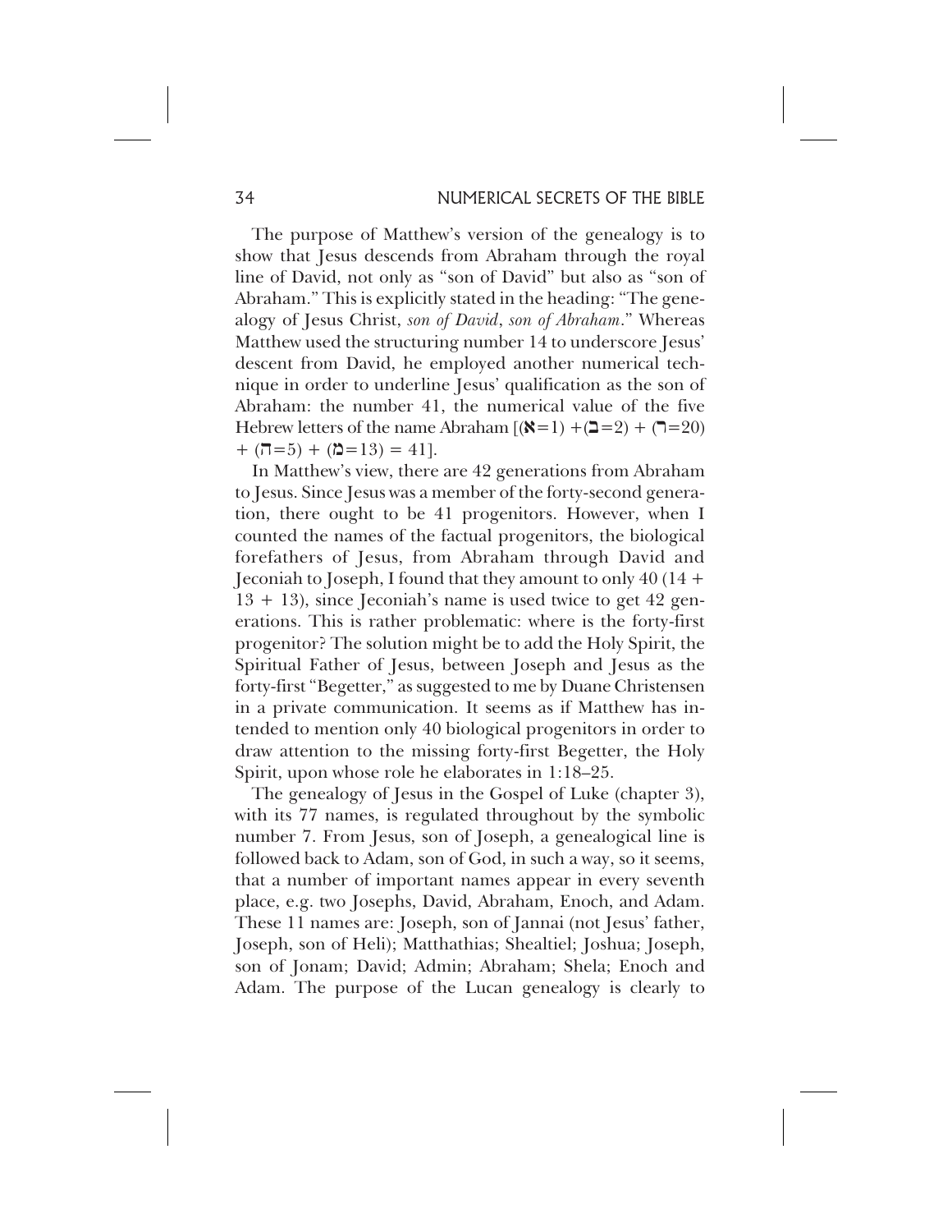The purpose of Matthew's version of the genealogy is to show that Jesus descends from Abraham through the royal line of David, not only as "son of David" but also as "son of Abraham." This is explicitly stated in the heading: "The genealogy of Jesus Christ, *son of David*, *son of Abraham*." Whereas Matthew used the structuring number 14 to underscore Jesus' descent from David, he employed another numerical technique in order to underline Jesus' qualification as the son of Abraham: the number 41, the numerical value of the five Hebrew letters of the name Abraham [(א=1) +(ב=2) + (ר=20) + (ה=5) + (ם=13) = 41].

In Matthew's view, there are 42 generations from Abraham to Jesus. Since Jesus was a member of the forty-second generation, there ought to be 41 progenitors. However, when I counted the names of the factual progenitors, the biological forefathers of Jesus, from Abraham through David and Jeconiah to Joseph, I found that they amount to only 40 (14 + 13 + 13), since Jeconiah's name is used twice to get 42 generations. This is rather problematic: where is the forty-first progenitor? The solution might be to add the Holy Spirit, the Spiritual Father of Jesus, between Joseph and Jesus as the forty-first "Begetter," as suggested to me by Duane Christensen in a private communication. It seems as if Matthew has intended to mention only 40 biological progenitors in order to draw attention to the missing forty-first Begetter, the Holy Spirit, upon whose role he elaborates in 1:18–25.

The genealogy of Jesus in the Gospel of Luke (chapter 3), with its 77 names, is regulated throughout by the symbolic number 7. From Jesus, son of Joseph, a genealogical line is followed back to Adam, son of God, in such a way, so it seems, that a number of important names appear in every seventh place, e.g. two Josephs, David, Abraham, Enoch, and Adam. These 11 names are: Joseph, son of Jannai (not Jesus' father, Joseph, son of Heli); Matthathias; Shealtiel; Joshua; Joseph, son of Jonam; David; Admin; Abraham; Shela; Enoch and Adam. The purpose of the Lucan genealogy is clearly to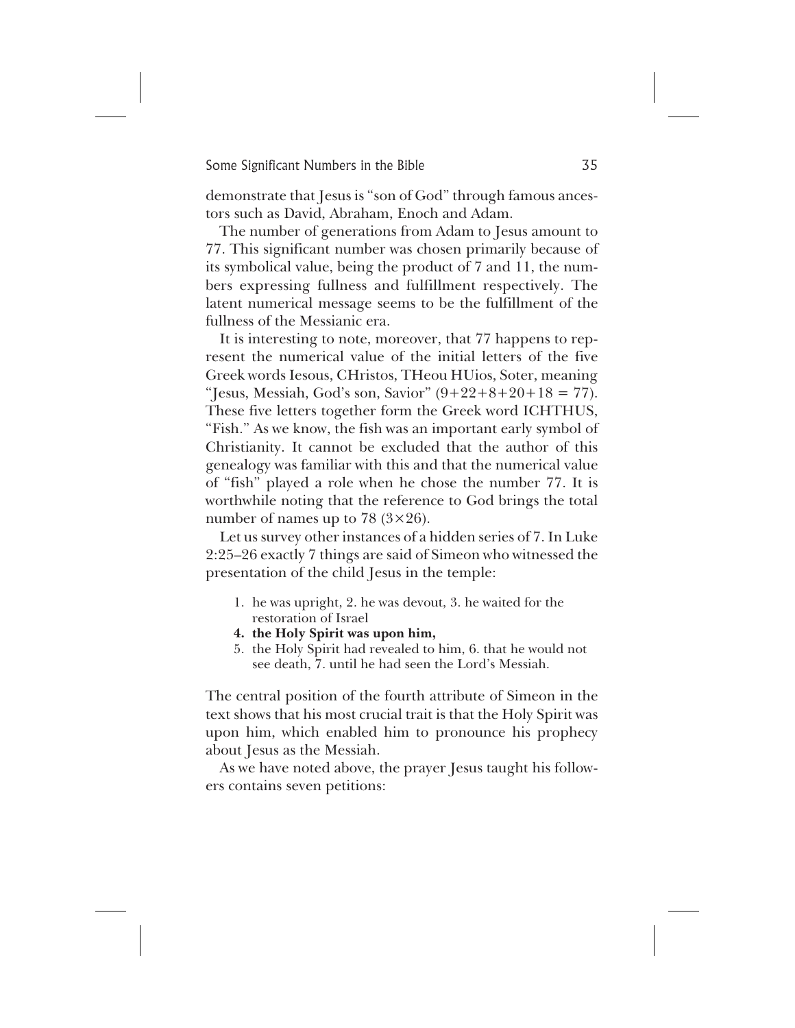demonstrate that Jesus is "son of God" through famous ancestors such as David, Abraham, Enoch and Adam.

The number of generations from Adam to Jesus amount to 77. This significant number was chosen primarily because of its symbolical value, being the product of 7 and 11, the numbers expressing fullness and fulfillment respectively. The latent numerical message seems to be the fulfillment of the fullness of the Messianic era.

It is interesting to note, moreover, that 77 happens to represent the numerical value of the initial letters of the five Greek words Iesous, CHristos, THeou HUios, Soter, meaning "Jesus, Messiah, God's son, Savior" (9+22+8+20+18 = 77). These five letters together form the Greek word ICHTHUS, "Fish." As we know, the fish was an important early symbol of Christianity. It cannot be excluded that the author of this genealogy was familiar with this and that the numerical value of "fish" played a role when he chose the number 77. It is worthwhile noting that the reference to God brings the total number of names up to 78 (3×26).

Let us survey other instances of a hidden series of 7. In Luke 2:25–26 exactly 7 things are said of Simeon who witnessed the presentation of the child Jesus in the temple:

1. he was upright, 2. he was devout, 3. he waited for the restoration of Israel
4. **the Holy Spirit was upon him,**
5. the Holy Spirit had revealed to him, 6. that he would not see death, 7. until he had seen the Lord's Messiah.

The central position of the fourth attribute of Simeon in the text shows that his most crucial trait is that the Holy Spirit was upon him, which enabled him to pronounce his prophecy about Jesus as the Messiah.

As we have noted above, the prayer Jesus taught his followers contains seven petitions: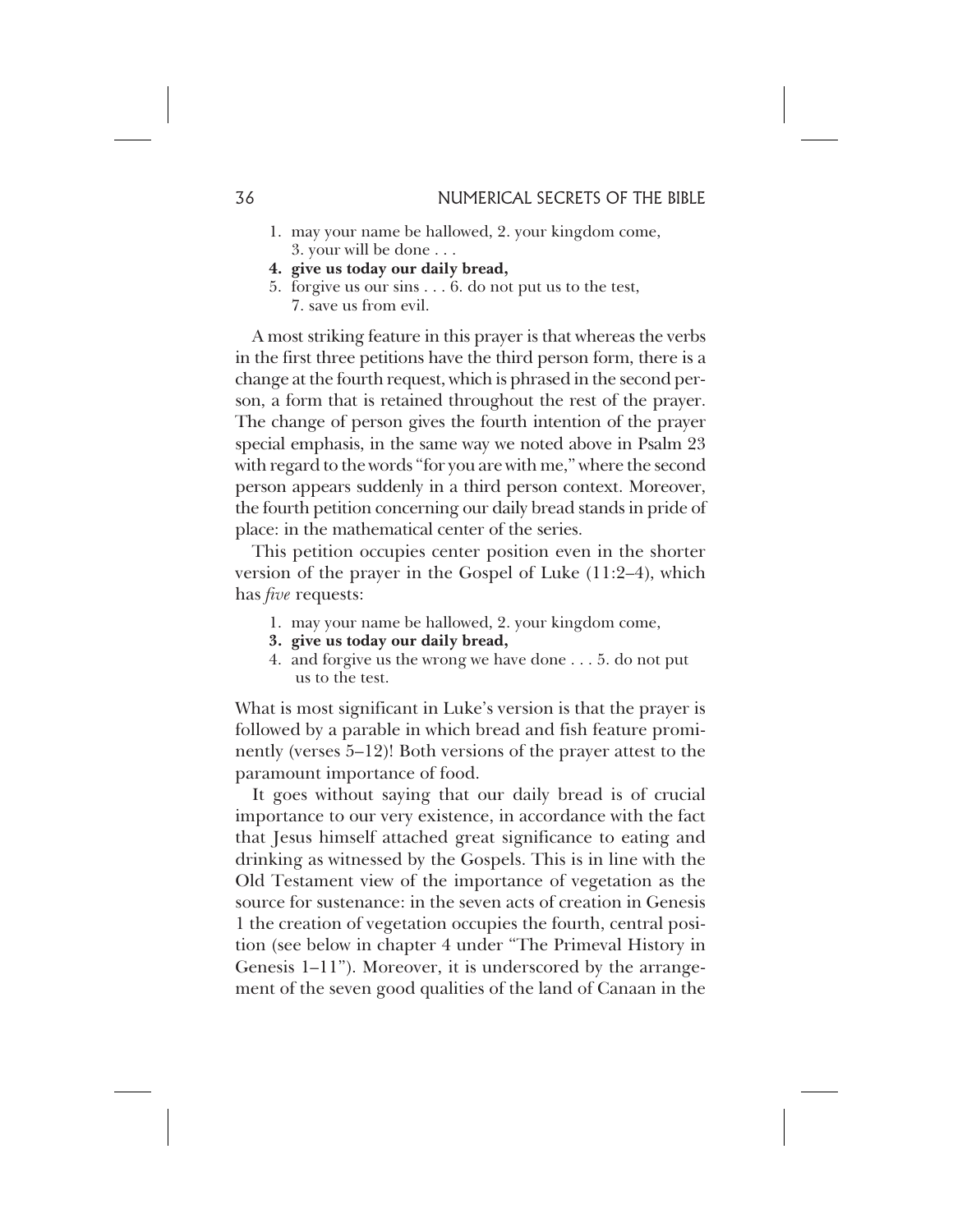1. may your name be hallowed, 2. your kingdom come,
   3. your will be done . . .
**4. give us today our daily bread,**
5. forgive us our sins . . . 6. do not put us to the test,
   7. save us from evil.

A most striking feature in this prayer is that whereas the verbs in the first three petitions have the third person form, there is a change at the fourth request, which is phrased in the second person, a form that is retained throughout the rest of the prayer. The change of person gives the fourth intention of the prayer special emphasis, in the same way we noted above in Psalm 23 with regard to the words "for you are with me," where the second person appears suddenly in a third person context. Moreover, the fourth petition concerning our daily bread stands in pride of place: in the mathematical center of the series.

This petition occupies center position even in the shorter version of the prayer in the Gospel of Luke (11:2–4), which has *five* requests:

1. may your name be hallowed, 2. your kingdom come,
**3. give us today our daily bread,**
4. and forgive us the wrong we have done . . . 5. do not put us to the test.

What is most significant in Luke's version is that the prayer is followed by a parable in which bread and fish feature prominently (verses 5–12)! Both versions of the prayer attest to the paramount importance of food.

It goes without saying that our daily bread is of crucial importance to our very existence, in accordance with the fact that Jesus himself attached great significance to eating and drinking as witnessed by the Gospels. This is in line with the Old Testament view of the importance of vegetation as the source for sustenance: in the seven acts of creation in Genesis 1 the creation of vegetation occupies the fourth, central position (see below in chapter 4 under "The Primeval History in Genesis 1–11"). Moreover, it is underscored by the arrangement of the seven good qualities of the land of Canaan in the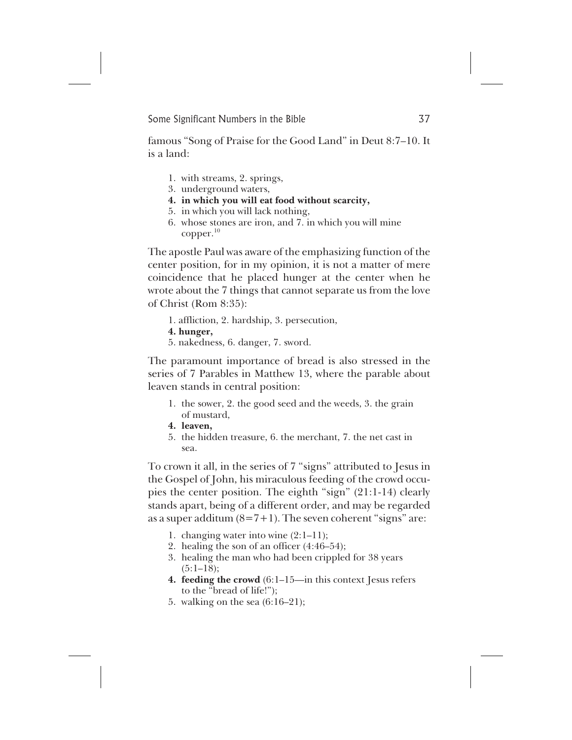famous “Song of Praise for the Good Land” in Deut 8:7–10. It is a land:

1. with streams, 2. springs,
3. underground waters,
4. **in which you will eat food without scarcity,**
5. in which you will lack nothing,
6. whose stones are iron, and 7. in which you will mine copper.[10]

The apostle Paul was aware of the emphasizing function of the center position, for in my opinion, it is not a matter of mere coincidence that he placed hunger at the center when he wrote about the 7 things that cannot separate us from the love of Christ (Rom 8:35):

1. affliction, 2. hardship, 3. persecution,
4. **hunger,**
5. nakedness, 6. danger, 7. sword.

The paramount importance of bread is also stressed in the series of 7 Parables in Matthew 13, where the parable about leaven stands in central position:

1. the sower, 2. the good seed and the weeds, 3. the grain of mustard,
4. **leaven,**
5. the hidden treasure, 6. the merchant, 7. the net cast in sea.

To crown it all, in the series of 7 “signs” attributed to Jesus in the Gospel of John, his miraculous feeding of the crowd occupies the center position. The eighth “sign” (21:1-14) clearly stands apart, being of a different order, and may be regarded as a super additum (8=7+1). The seven coherent “signs” are:

1. changing water into wine (2:1–11);
2. healing the son of an officer (4:46–54);
3. healing the man who had been crippled for 38 years (5:1–18);
4. **feeding the crowd** (6:1–15—in this context Jesus refers to the “bread of life!”);
5. walking on the sea (6:16–21);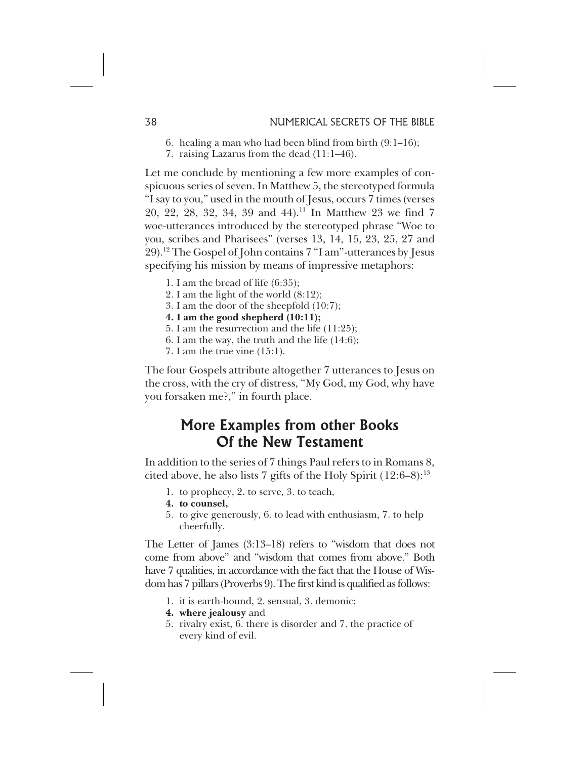6. healing a man who had been blind from birth (9:1–16);
7. raising Lazarus from the dead (11:1–46).

Let me conclude by mentioning a few more examples of conspicuous series of seven. In Matthew 5, the stereotyped formula "I say to you," used in the mouth of Jesus, occurs 7 times (verses 20, 22, 28, 32, 34, 39 and 44).[11] In Matthew 23 we find 7 woe-utterances introduced by the stereotyped phrase "Woe to you, scribes and Pharisees" (verses 13, 14, 15, 23, 25, 27 and 29).[12] The Gospel of John contains 7 "I am"-utterances by Jesus specifying his mission by means of impressive metaphors:

1. I am the bread of life (6:35);
2. I am the light of the world (8:12);
3. I am the door of the sheepfold (10:7);
4. **I am the good shepherd (10:11);**
5. I am the resurrection and the life (11:25);
6. I am the way, the truth and the life (14:6);
7. I am the true vine (15:1).

The four Gospels attribute altogether 7 utterances to Jesus on the cross, with the cry of distress, "My God, my God, why have you forsaken me?," in fourth place.

## More Examples from other Books Of the New Testament

In addition to the series of 7 things Paul refers to in Romans 8, cited above, he also lists 7 gifts of the Holy Spirit (12:6–8):[13]

1. to prophecy, 2. to serve, 3. to teach,
4. **to counsel,**
5. to give generously, 6. to lead with enthusiasm, 7. to help cheerfully.

The Letter of James (3:13–18) refers to "wisdom that does not come from above" and "wisdom that comes from above." Both have 7 qualities, in accordance with the fact that the House of Wisdom has 7 pillars (Proverbs 9). The first kind is qualified as follows:

1. it is earth-bound, 2. sensual, 3. demonic;
4. **where jealousy** and
5. rivalry exist, 6. there is disorder and 7. the practice of every kind of evil.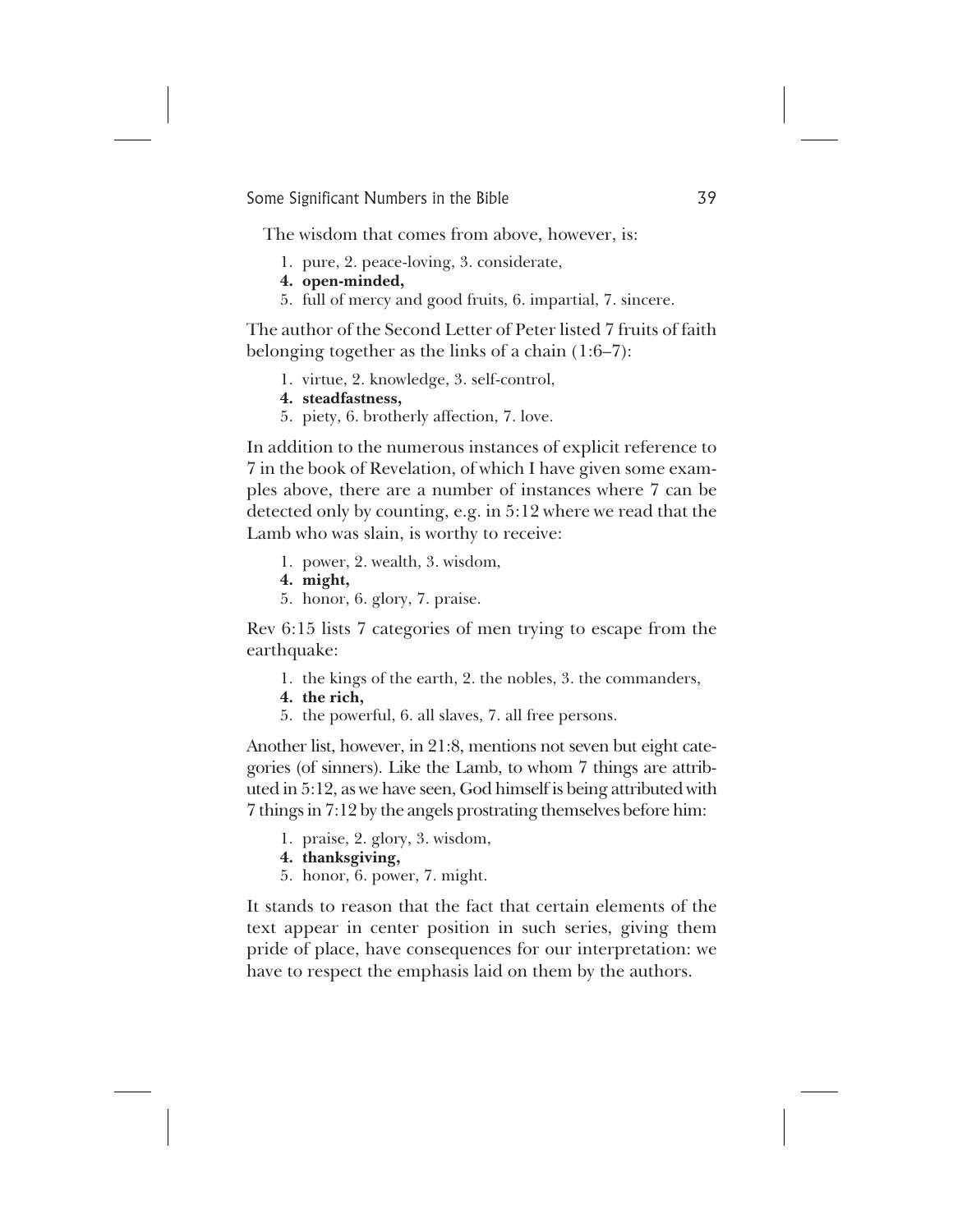The wisdom that comes from above, however, is:

1. pure, 2. peace-loving, 3. considerate,
**4. open-minded,**
5. full of mercy and good fruits, 6. impartial, 7. sincere.

The author of the Second Letter of Peter listed 7 fruits of faith belonging together as the links of a chain (1:6–7):

1. virtue, 2. knowledge, 3. self-control,
**4. steadfastness,**
5. piety, 6. brotherly affection, 7. love.

In addition to the numerous instances of explicit reference to 7 in the book of Revelation, of which I have given some examples above, there are a number of instances where 7 can be detected only by counting, e.g. in 5:12 where we read that the Lamb who was slain, is worthy to receive:

1. power, 2. wealth, 3. wisdom,
**4. might,**
5. honor, 6. glory, 7. praise.

Rev 6:15 lists 7 categories of men trying to escape from the earthquake:

1. the kings of the earth, 2. the nobles, 3. the commanders,
**4. the rich,**
5. the powerful, 6. all slaves, 7. all free persons.

Another list, however, in 21:8, mentions not seven but eight categories (of sinners). Like the Lamb, to whom 7 things are attributed in 5:12, as we have seen, God himself is being attributed with 7 things in 7:12 by the angels prostrating themselves before him:

1. praise, 2. glory, 3. wisdom,
**4. thanksgiving,**
5. honor, 6. power, 7. might.

It stands to reason that the fact that certain elements of the text appear in center position in such series, giving them pride of place, have consequences for our interpretation: we have to respect the emphasis laid on them by the authors.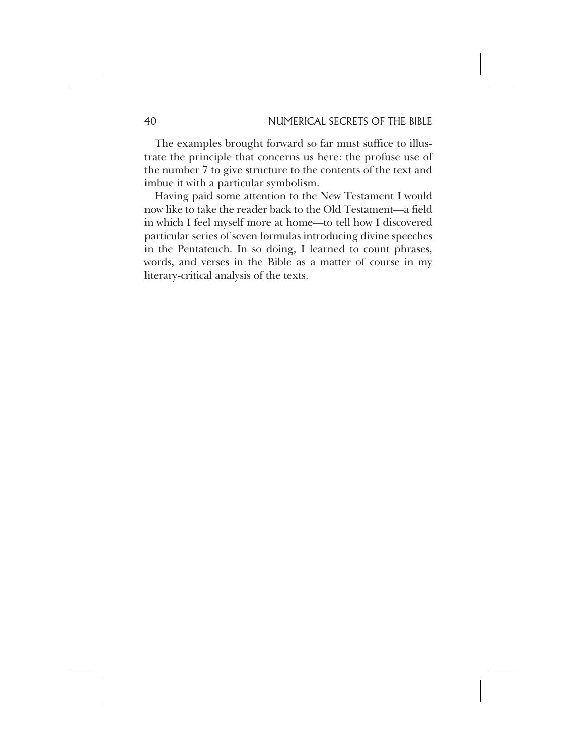The examples brought forward so far must suffice to illustrate the principle that concerns us here: the profuse use of the number 7 to give structure to the contents of the text and imbue it with a particular symbolism.

Having paid some attention to the New Testament I would now like to take the reader back to the Old Testament—a field in which I feel myself more at home—to tell how I discovered particular series of seven formulas introducing divine speeches in the Pentateuch. In so doing, I learned to count phrases, words, and verses in the Bible as a matter of course in my literary-critical analysis of the texts.